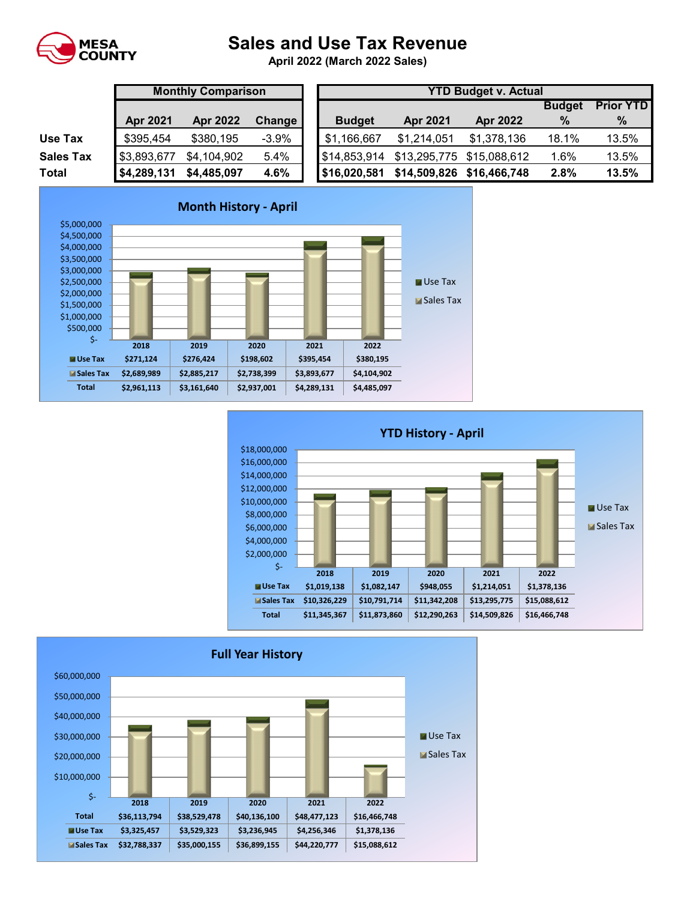MESA COUNTY

# Sales and Use Tax Revenue

**April 2022 (March 2022 Sales)**

| | Monthly Comparison | | | YTD Budget v. Actual | | | | |
|---|---|---|---|---|---|---|---|---|
| | Apr 2021 | Apr 2022 | Change | Budget | Apr 2021 | Apr 2022 | Budget % | Prior YTD % |
| **Use Tax** | $395,454 | $380,195 | -3.9% | $1,166,667 | $1,214,051 | $1,378,136 | 18.1% | 13.5% |
| **Sales Tax** | $3,893,677 | $4,104,902 | 5.4% | $14,853,914 | $13,295,775 | $15,088,612 | 1.6% | 13.5% |
| **Total** | **$4,289,131** | **$4,485,097** | **4.6%** | **$16,020,581** | **$14,509,826** | **$16,466,748** | **2.8%** | **13.5%** |

## Month History - April

| | 2018 | 2019 | 2020 | 2021 | 2022 |
|---|---|---|---|---|---|
| Use Tax | $271,124 | $276,424 | $198,602 | $395,454 | $380,195 |
| Sales Tax | $2,689,989 | $2,885,217 | $2,738,399 | $3,893,677 | $4,104,902 |
| Total | $2,961,113 | $3,161,640 | $2,937,001 | $4,289,131 | $4,485,097 |

## YTD History - April

| | 2018 | 2019 | 2020 | 2021 | 2022 |
|---|---|---|---|---|---|
| Use Tax | $1,019,138 | $1,082,147 | $948,055 | $1,214,051 | $1,378,136 |
| Sales Tax | $10,326,229 | $10,791,714 | $11,342,208 | $13,295,775 | $15,088,612 |
| Total | $11,345,367 | $11,873,860 | $12,290,263 | $14,509,826 | $16,466,748 |

## Full Year History

| | 2018 | 2019 | 2020 | 2021 | 2022 |
|---|---|---|---|---|---|
| Total | $36,113,794 | $38,529,478 | $40,136,100 | $48,477,123 | $16,466,748 |
| Use Tax | $3,325,457 | $3,529,323 | $3,236,945 | $4,256,346 | $1,378,136 |
| Sales Tax | $32,788,337 | $35,000,155 | $36,899,155 | $44,220,777 | $15,088,612 |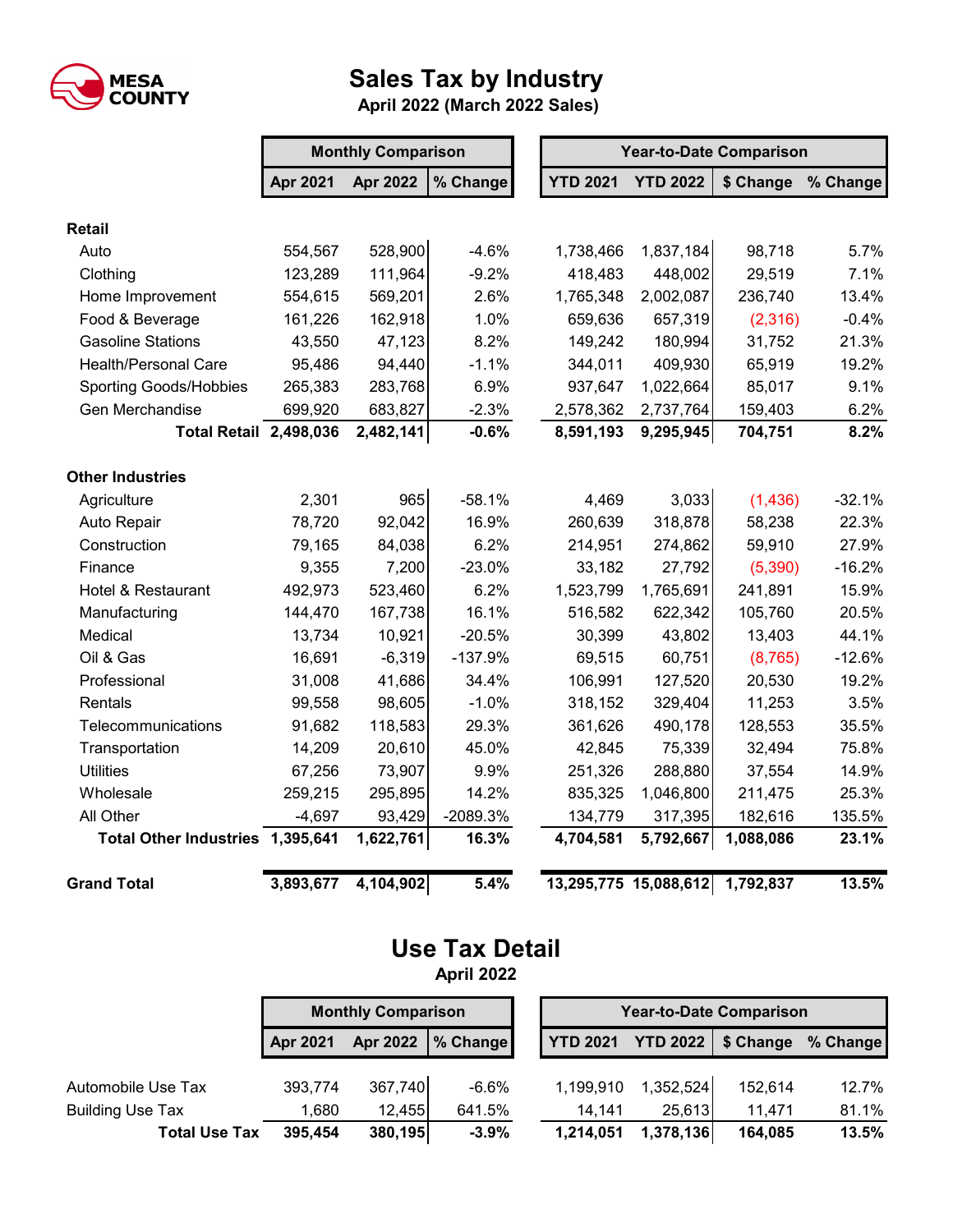MESA COUNTY

# Sales Tax by Industry

**April 2022 (March 2022 Sales)**

| | Monthly Comparison | | | Year-to-Date Comparison | | | |
|---|---|---|---|---|---|---|---|
| | Apr 2021 | Apr 2022 | % Change | YTD 2021 | YTD 2022 | $ Change | % Change |
| **Retail** | | | | | | | |
| Auto | 554,567 | 528,900 | -4.6% | 1,738,466 | 1,837,184 | 98,718 | 5.7% |
| Clothing | 123,289 | 111,964 | -9.2% | 418,483 | 448,002 | 29,519 | 7.1% |
| Home Improvement | 554,615 | 569,201 | 2.6% | 1,765,348 | 2,002,087 | 236,740 | 13.4% |
| Food & Beverage | 161,226 | 162,918 | 1.0% | 659,636 | 657,319 | (2,316) | -0.4% |
| Gasoline Stations | 43,550 | 47,123 | 8.2% | 149,242 | 180,994 | 31,752 | 21.3% |
| Health/Personal Care | 95,486 | 94,440 | -1.1% | 344,011 | 409,930 | 65,919 | 19.2% |
| Sporting Goods/Hobbies | 265,383 | 283,768 | 6.9% | 937,647 | 1,022,664 | 85,017 | 9.1% |
| Gen Merchandise | 699,920 | 683,827 | -2.3% | 2,578,362 | 2,737,764 | 159,403 | 6.2% |
| **Total Retail** | **2,498,036** | **2,482,141** | **-0.6%** | **8,591,193** | **9,295,945** | **704,751** | **8.2%** |
| **Other Industries** | | | | | | | |
| Agriculture | 2,301 | 965 | -58.1% | 4,469 | 3,033 | (1,436) | -32.1% |
| Auto Repair | 78,720 | 92,042 | 16.9% | 260,639 | 318,878 | 58,238 | 22.3% |
| Construction | 79,165 | 84,038 | 6.2% | 214,951 | 274,862 | 59,910 | 27.9% |
| Finance | 9,355 | 7,200 | -23.0% | 33,182 | 27,792 | (5,390) | -16.2% |
| Hotel & Restaurant | 492,973 | 523,460 | 6.2% | 1,523,799 | 1,765,691 | 241,891 | 15.9% |
| Manufacturing | 144,470 | 167,738 | 16.1% | 516,582 | 622,342 | 105,760 | 20.5% |
| Medical | 13,734 | 10,921 | -20.5% | 30,399 | 43,802 | 13,403 | 44.1% |
| Oil & Gas | 16,691 | -6,319 | -137.9% | 69,515 | 60,751 | (8,765) | -12.6% |
| Professional | 31,008 | 41,686 | 34.4% | 106,991 | 127,520 | 20,530 | 19.2% |
| Rentals | 99,558 | 98,605 | -1.0% | 318,152 | 329,404 | 11,253 | 3.5% |
| Telecommunications | 91,682 | 118,583 | 29.3% | 361,626 | 490,178 | 128,553 | 35.5% |
| Transportation | 14,209 | 20,610 | 45.0% | 42,845 | 75,339 | 32,494 | 75.8% |
| Utilities | 67,256 | 73,907 | 9.9% | 251,326 | 288,880 | 37,554 | 14.9% |
| Wholesale | 259,215 | 295,895 | 14.2% | 835,325 | 1,046,800 | 211,475 | 25.3% |
| All Other | -4,697 | 93,429 | -2089.3% | 134,779 | 317,395 | 182,616 | 135.5% |
| **Total Other Industries** | **1,395,641** | **1,622,761** | **16.3%** | **4,704,581** | **5,792,667** | **1,088,086** | **23.1%** |
| **Grand Total** | **3,893,677** | **4,104,902** | **5.4%** | **13,295,775** | **15,088,612** | **1,792,837** | **13.5%** |

# Use Tax Detail

**April 2022**

| | Monthly Comparison | | | Year-to-Date Comparison | | | |
|---|---|---|---|---|---|---|---|
| | Apr 2021 | Apr 2022 | % Change | YTD 2021 | YTD 2022 | $ Change | % Change |
| Automobile Use Tax | 393,774 | 367,740 | -6.6% | 1,199,910 | 1,352,524 | 152,614 | 12.7% |
| Building Use Tax | 1,680 | 12,455 | 641.5% | 14,141 | 25,613 | 11,471 | 81.1% |
| **Total Use Tax** | **395,454** | **380,195** | **-3.9%** | **1,214,051** | **1,378,136** | **164,085** | **13.5%** |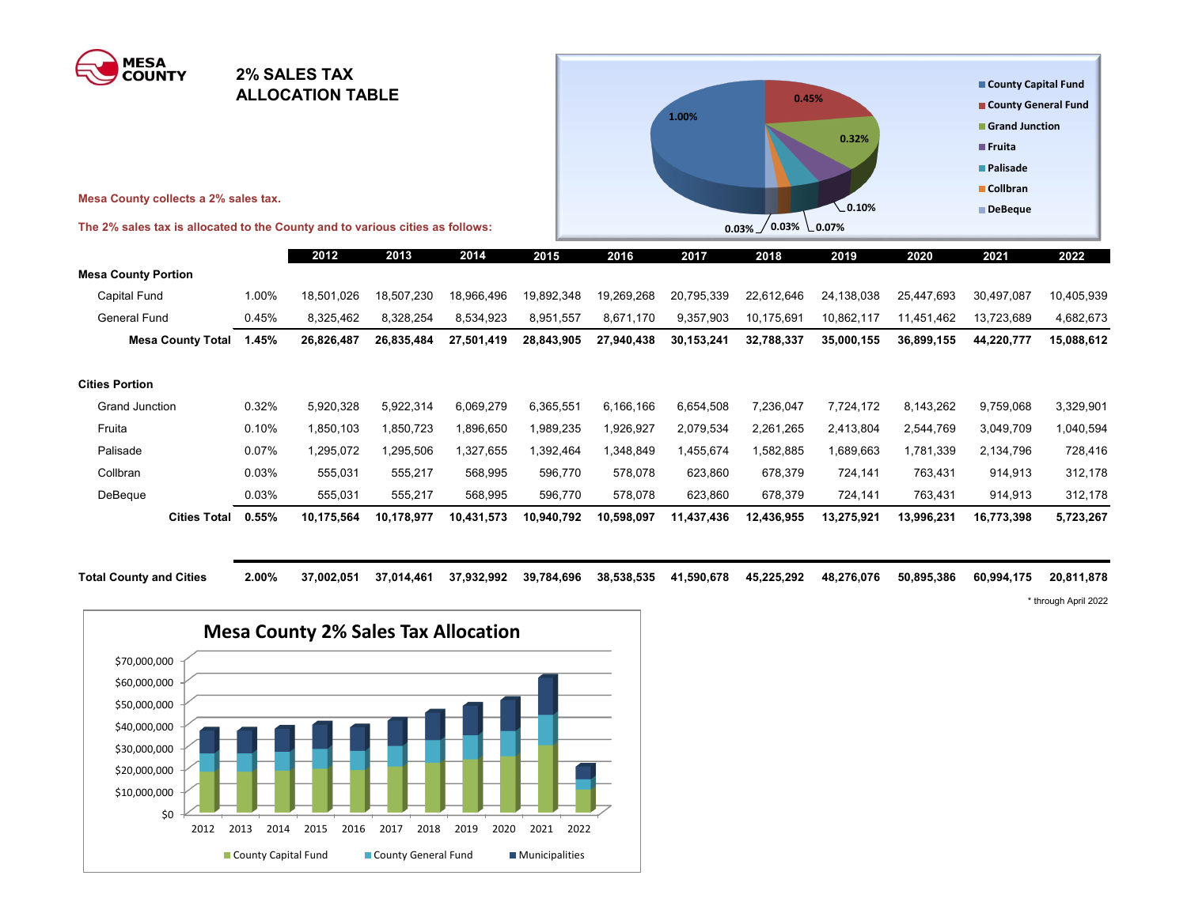MESA COUNTY

# 2% SALES TAX ALLOCATION TABLE

1.00%
0.45%
0.32%
0.10%
0.07%
0.03%
0.03%

County Capital Fund
County General Fund
Grand Junction
Fruita
Palisade
Collbran
DeBeque

**Mesa County collects a 2% sales tax.**

**The 2% sales tax is allocated to the County and to various cities as follows:**

| | | 2012 | 2013 | 2014 | 2015 | 2016 | 2017 | 2018 | 2019 | 2020 | 2021 | 2022 |
|---|---|---|---|---|---|---|---|---|---|---|---|---|
| **Mesa County Portion** | | | | | | | | | | | | |
| Capital Fund | 1.00% | 18,501,026 | 18,507,230 | 18,966,496 | 19,892,348 | 19,269,268 | 20,795,339 | 22,612,646 | 24,138,038 | 25,447,693 | 30,497,087 | 10,405,939 |
| General Fund | 0.45% | 8,325,462 | 8,328,254 | 8,534,923 | 8,951,557 | 8,671,170 | 9,357,903 | 10,175,691 | 10,862,117 | 11,451,462 | 13,723,689 | 4,682,673 |
| **Mesa County Total** | **1.45%** | **26,826,487** | **26,835,484** | **27,501,419** | **28,843,905** | **27,940,438** | **30,153,241** | **32,788,337** | **35,000,155** | **36,899,155** | **44,220,777** | **15,088,612** |
| **Cities Portion** | | | | | | | | | | | | |
| Grand Junction | 0.32% | 5,920,328 | 5,922,314 | 6,069,279 | 6,365,551 | 6,166,166 | 6,654,508 | 7,236,047 | 7,724,172 | 8,143,262 | 9,759,068 | 3,329,901 |
| Fruita | 0.10% | 1,850,103 | 1,850,723 | 1,896,650 | 1,989,235 | 1,926,927 | 2,079,534 | 2,261,265 | 2,413,804 | 2,544,769 | 3,049,709 | 1,040,594 |
| Palisade | 0.07% | 1,295,072 | 1,295,506 | 1,327,655 | 1,392,464 | 1,348,849 | 1,455,674 | 1,582,885 | 1,689,663 | 1,781,339 | 2,134,796 | 728,416 |
| Collbran | 0.03% | 555,031 | 555,217 | 568,995 | 596,770 | 578,078 | 623,860 | 678,379 | 724,141 | 763,431 | 914,913 | 312,178 |
| DeBeque | 0.03% | 555,031 | 555,217 | 568,995 | 596,770 | 578,078 | 623,860 | 678,379 | 724,141 | 763,431 | 914,913 | 312,178 |
| **Cities Total** | **0.55%** | **10,175,564** | **10,178,977** | **10,431,573** | **10,940,792** | **10,598,097** | **11,437,436** | **12,436,955** | **13,275,921** | **13,996,231** | **16,773,398** | **5,723,267** |
| **Total County and Cities** | **2.00%** | **37,002,051** | **37,014,461** | **37,932,992** | **39,784,696** | **38,538,535** | **41,590,678** | **45,225,292** | **48,276,076** | **50,895,386** | **60,994,175** | **20,811,878** |

\* through April 2022

## Mesa County 2% Sales Tax Allocation

$70,000,000
$60,000,000
$50,000,000
$40,000,000
$30,000,000
$20,000,000
$10,000,000
$0

2012 2013 2014 2015 2016 2017 2018 2019 2020 2021 2022

County Capital Fund
County General Fund
Municipalities